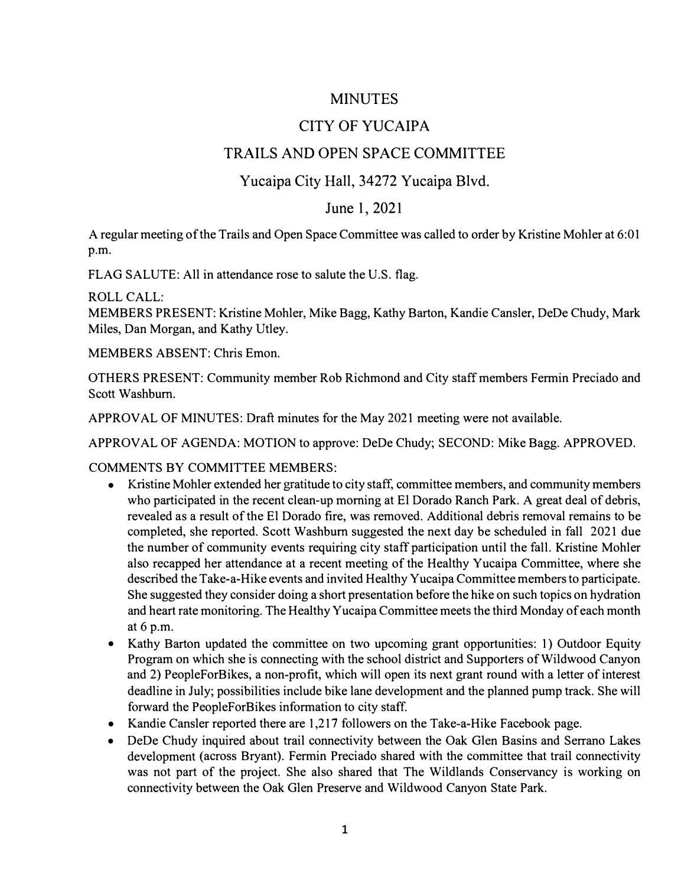# MINUTES

## CITY OF YUCAIPA

## TRAILS AND OPEN SPACE COMMITTEE

### Yucaipa City Hall, 34272 Yucaipa Blvd.

### June 1, 2021

A regular meeting of the Trails and Open Space Committee was called to order by Kristine Mohler at 6:01 p.m.

FLAG SALUTE: All in attendance rose to salute the U.S. flag.

ROLL CALL:
MEMBERS PRESENT: Kristine Mohler, Mike Bagg, Kathy Barton, Kandie Cansler, DeDe Chudy, Mark Miles, Dan Morgan, and Kathy Utley.

MEMBERS ABSENT: Chris Emon.

OTHERS PRESENT: Community member Rob Richmond and City staff members Fermin Preciado and Scott Washburn.

APPROVAL OF MINUTES: Draft minutes for the May 2021 meeting were not available.

APPROVAL OF AGENDA: MOTION to approve: DeDe Chudy; SECOND: Mike Bagg. APPROVED.

COMMENTS BY COMMITTEE MEMBERS:

- Kristine Mohler extended her gratitude to city staff, committee members, and community members who participated in the recent clean-up morning at El Dorado Ranch Park. A great deal of debris, revealed as a result of the El Dorado fire, was removed. Additional debris removal remains to be completed, she reported. Scott Washburn suggested the next day be scheduled in fall 2021 due the number of community events requiring city staff participation until the fall. Kristine Mohler also recapped her attendance at a recent meeting of the Healthy Yucaipa Committee, where she described the Take-a-Hike events and invited Healthy Yucaipa Committee members to participate. She suggested they consider doing a short presentation before the hike on such topics on hydration and heart rate monitoring. The Healthy Yucaipa Committee meets the third Monday of each month at 6 p.m.
- Kathy Barton updated the committee on two upcoming grant opportunities: 1) Outdoor Equity Program on which she is connecting with the school district and Supporters of Wildwood Canyon and 2) PeopleForBikes, a non-profit, which will open its next grant round with a letter of interest deadline in July; possibilities include bike lane development and the planned pump track. She will forward the PeopleForBikes information to city staff.
- Kandie Cansler reported there are 1,217 followers on the Take-a-Hike Facebook page.
- DeDe Chudy inquired about trail connectivity between the Oak Glen Basins and Serrano Lakes development (across Bryant). Fermin Preciado shared with the committee that trail connectivity was not part of the project. She also shared that The Wildlands Conservancy is working on connectivity between the Oak Glen Preserve and Wildwood Canyon State Park.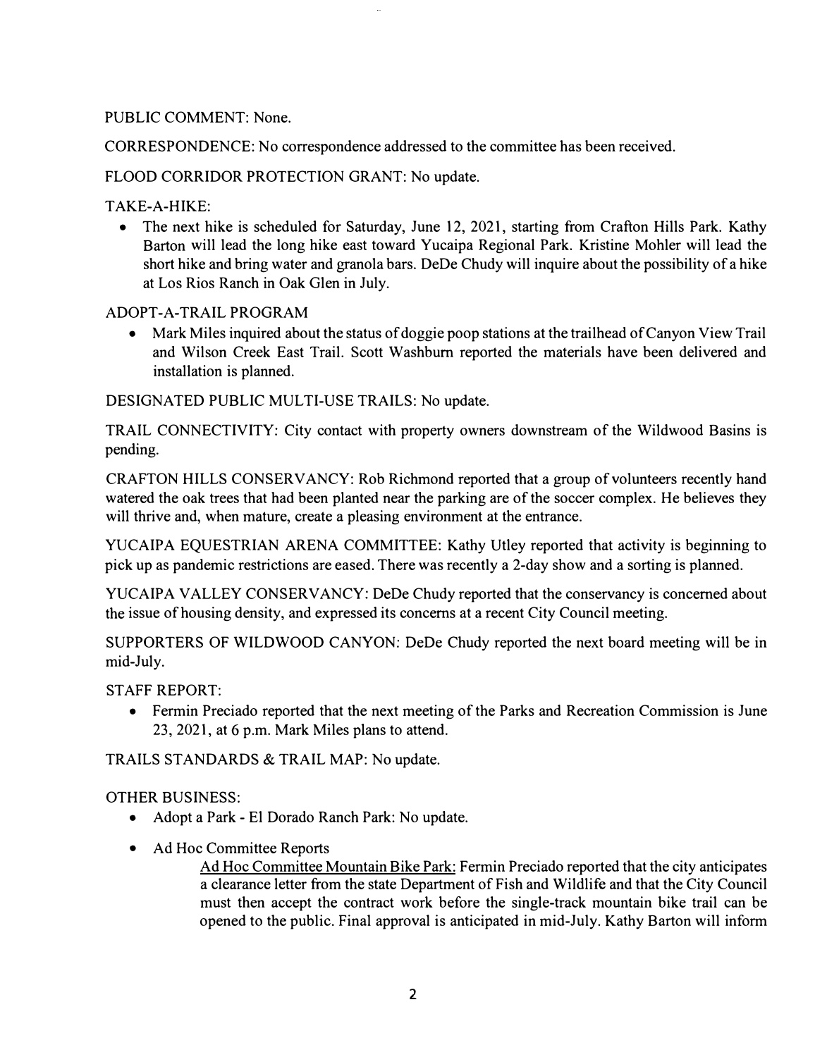PUBLIC COMMENT: None.

CORRESPONDENCE: No correspondence addressed to the committee has been received.

FLOOD CORRIDOR PROTECTION GRANT: No update.

TAKE-A-HIKE:

- The next hike is scheduled for Saturday, June 12, 2021, starting from Crafton Hills Park. Kathy Barton will lead the long hike east toward Yucaipa Regional Park. Kristine Mohler will lead the short hike and bring water and granola bars. DeDe Chudy will inquire about the possibility of a hike at Los Rios Ranch in Oak Glen in July.

ADOPT-A-TRAIL PROGRAM

- Mark Miles inquired about the status of doggie poop stations at the trailhead of Canyon View Trail and Wilson Creek East Trail. Scott Washburn reported the materials have been delivered and installation is planned.

DESIGNATED PUBLIC MULTI-USE TRAILS: No update.

TRAIL CONNECTIVITY: City contact with property owners downstream of the Wildwood Basins is pending.

CRAFTON HILLS CONSERVANCY: Rob Richmond reported that a group of volunteers recently hand watered the oak trees that had been planted near the parking are of the soccer complex. He believes they will thrive and, when mature, create a pleasing environment at the entrance.

YUCAIPA EQUESTRIAN ARENA COMMITTEE: Kathy Utley reported that activity is beginning to pick up as pandemic restrictions are eased. There was recently a 2-day show and a sorting is planned.

YUCAIPA VALLEY CONSERVANCY: DeDe Chudy reported that the conservancy is concerned about the issue of housing density, and expressed its concerns at a recent City Council meeting.

SUPPORTERS OF WILDWOOD CANYON: DeDe Chudy reported the next board meeting will be in mid-July.

STAFF REPORT:

- Fermin Preciado reported that the next meeting of the Parks and Recreation Commission is June 23, 2021, at 6 p.m. Mark Miles plans to attend.

TRAILS STANDARDS & TRAIL MAP: No update.

OTHER BUSINESS:

- Adopt a Park - El Dorado Ranch Park: No update.
- Ad Hoc Committee Reports

  Ad Hoc Committee Mountain Bike Park: Fermin Preciado reported that the city anticipates a clearance letter from the state Department of Fish and Wildlife and that the City Council must then accept the contract work before the single-track mountain bike trail can be opened to the public. Final approval is anticipated in mid-July. Kathy Barton will inform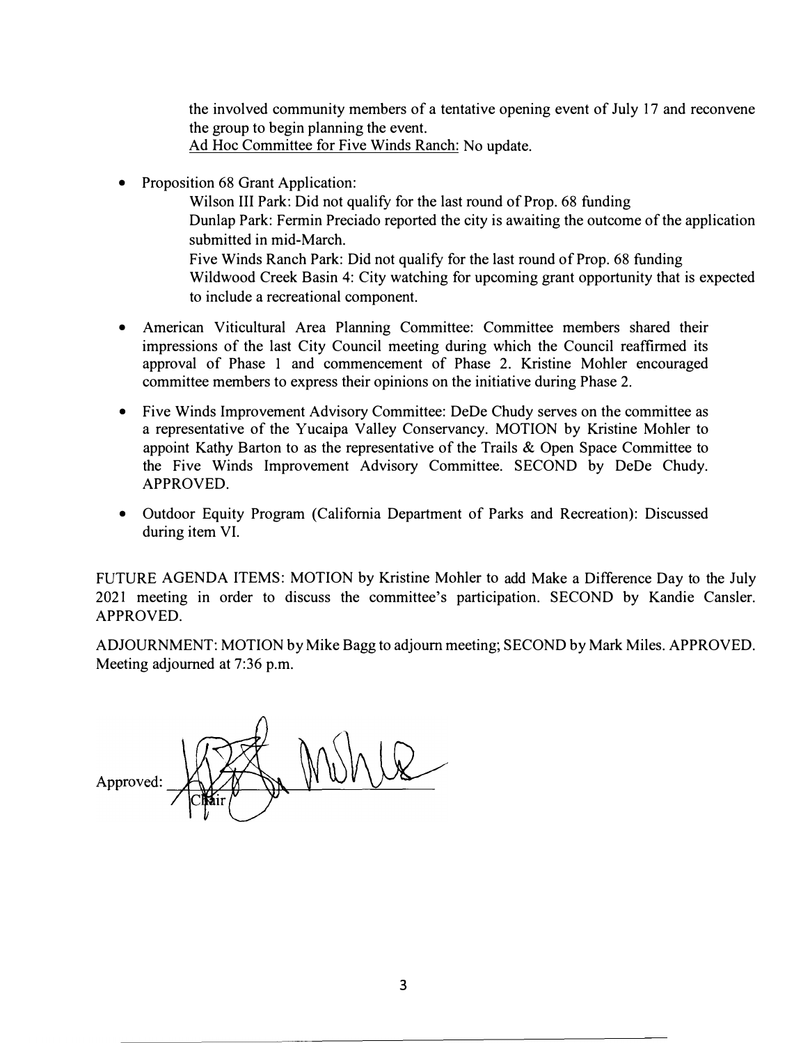the involved community members of a tentative opening event of July 17 and reconvene the group to begin planning the event.
Ad Hoc Committee for Five Winds Ranch: No update.

- Proposition 68 Grant Application:
  Wilson III Park: Did not qualify for the last round of Prop. 68 funding
  Dunlap Park: Fermin Preciado reported the city is awaiting the outcome of the application submitted in mid-March.
  Five Winds Ranch Park: Did not qualify for the last round of Prop. 68 funding
  Wildwood Creek Basin 4: City watching for upcoming grant opportunity that is expected to include a recreational component.

- American Viticultural Area Planning Committee: Committee members shared their impressions of the last City Council meeting during which the Council reaffirmed its approval of Phase 1 and commencement of Phase 2. Kristine Mohler encouraged committee members to express their opinions on the initiative during Phase 2.

- Five Winds Improvement Advisory Committee: DeDe Chudy serves on the committee as a representative of the Yucaipa Valley Conservancy. MOTION by Kristine Mohler to appoint Kathy Barton to as the representative of the Trails & Open Space Committee to the Five Winds Improvement Advisory Committee. SECOND by DeDe Chudy. APPROVED.

- Outdoor Equity Program (California Department of Parks and Recreation): Discussed during item VI.

FUTURE AGENDA ITEMS: MOTION by Kristine Mohler to add Make a Difference Day to the July 2021 meeting in order to discuss the committee's participation. SECOND by Kandie Cansler. APPROVED.

ADJOURNMENT: MOTION by Mike Bagg to adjourn meeting; SECOND by Mark Miles. APPROVED. Meeting adjourned at 7:36 p.m.

Approved: ______________________
Chair